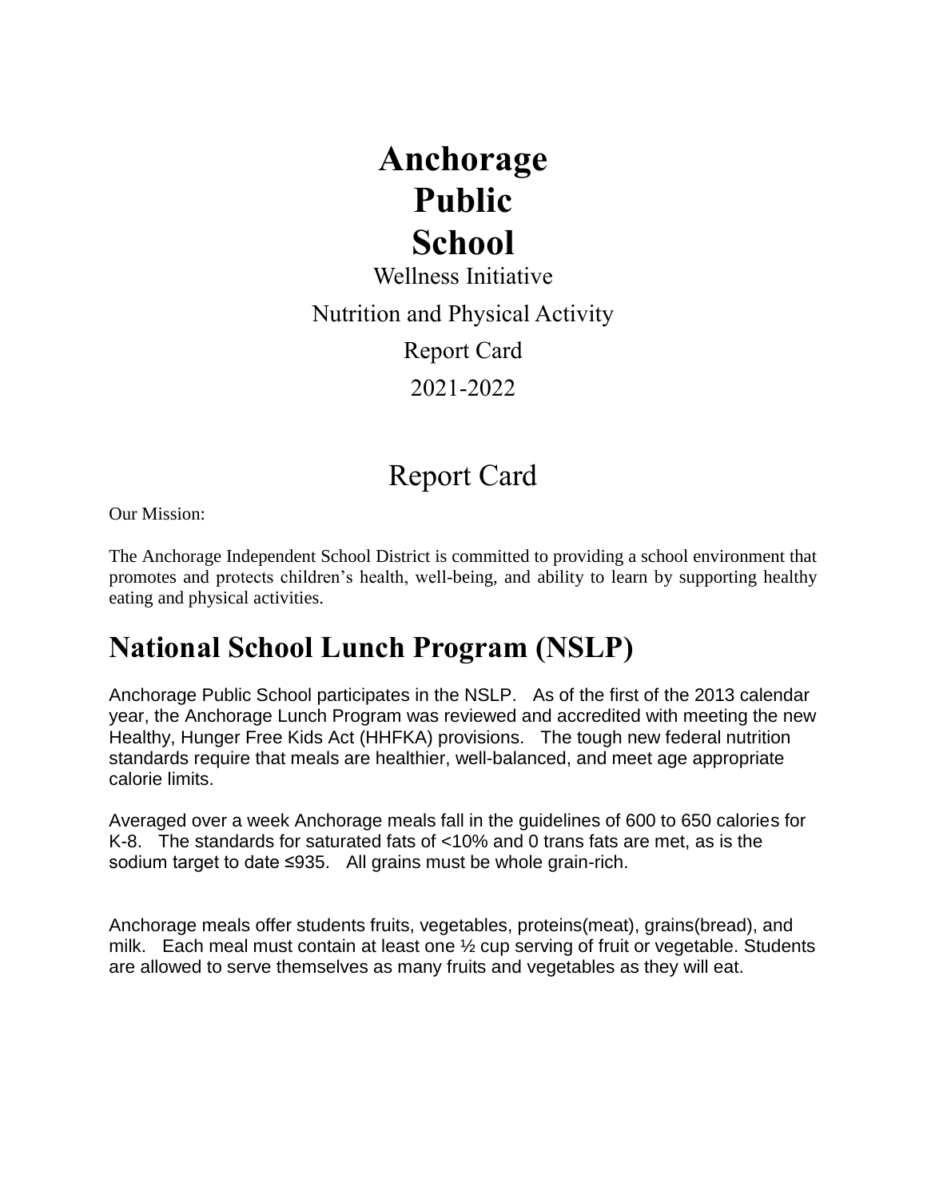# Anchorage Public School

Wellness Initiative

Nutrition and Physical Activity

Report Card

2021-2022

## Report Card

Our Mission:

The Anchorage Independent School District is committed to providing a school environment that promotes and protects children's health, well-being, and ability to learn by supporting healthy eating and physical activities.

## National School Lunch Program (NSLP)

Anchorage Public School participates in the NSLP. As of the first of the 2013 calendar year, the Anchorage Lunch Program was reviewed and accredited with meeting the new Healthy, Hunger Free Kids Act (HHFKA) provisions. The tough new federal nutrition standards require that meals are healthier, well-balanced, and meet age appropriate calorie limits.

Averaged over a week Anchorage meals fall in the guidelines of 600 to 650 calories for K-8. The standards for saturated fats of <10% and 0 trans fats are met, as is the sodium target to date ≤935. All grains must be whole grain-rich.

Anchorage meals offer students fruits, vegetables, proteins(meat), grains(bread), and milk. Each meal must contain at least one ½ cup serving of fruit or vegetable. Students are allowed to serve themselves as many fruits and vegetables as they will eat.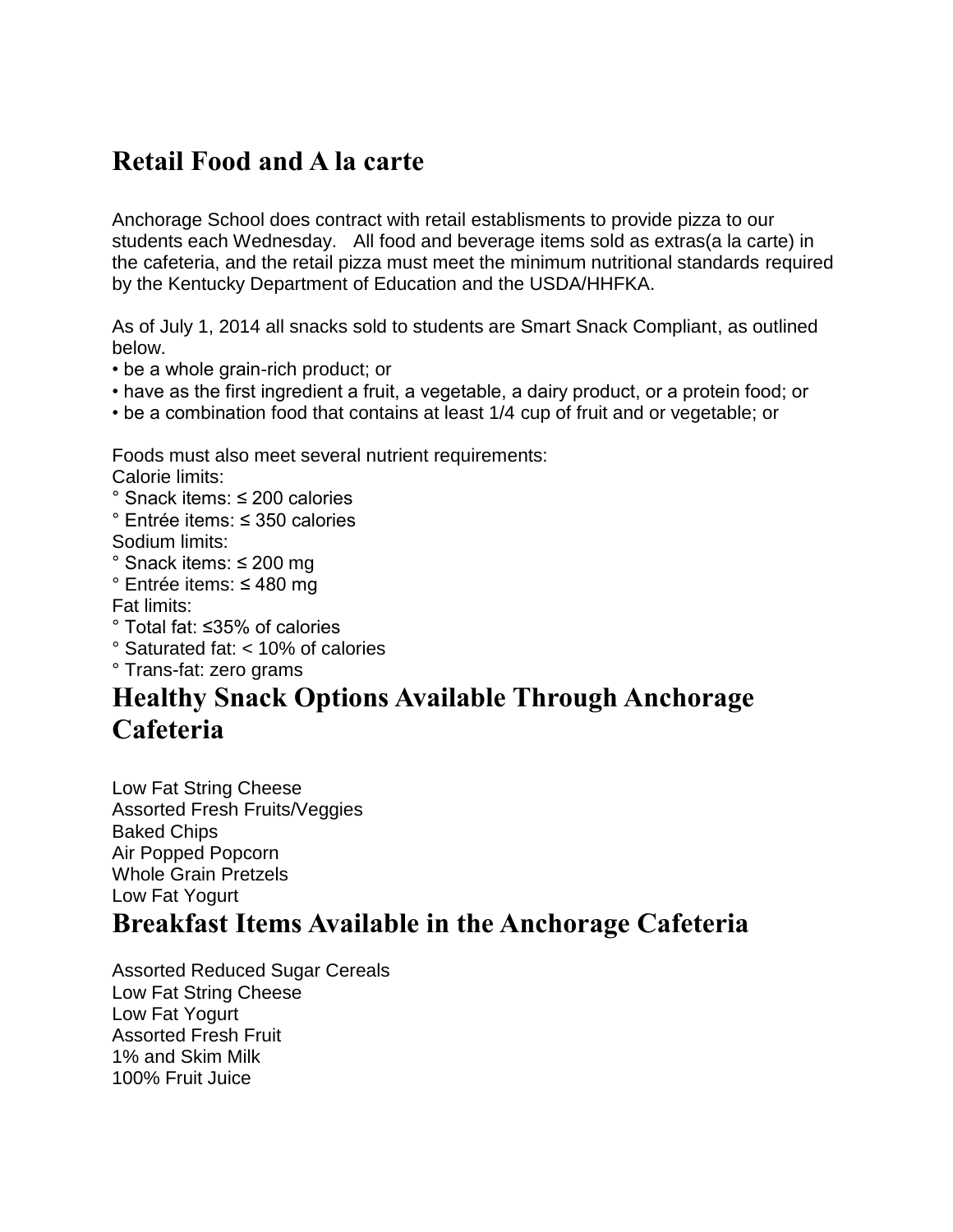## Retail Food and A la carte

Anchorage School does contract with retail establisments to provide pizza to our students each Wednesday. All food and beverage items sold as extras(a la carte) in the cafeteria, and the retail pizza must meet the minimum nutritional standards required by the Kentucky Department of Education and the USDA/HHFKA.

As of July 1, 2014 all snacks sold to students are Smart Snack Compliant, as outlined below.

- be a whole grain-rich product; or
- have as the first ingredient a fruit, a vegetable, a dairy product, or a protein food; or
- be a combination food that contains at least 1/4 cup of fruit and or vegetable; or

Foods must also meet several nutrient requirements:

Calorie limits:

- ° Snack items: ≤ 200 calories
- ° Entrée items: ≤ 350 calories

Sodium limits:

- ° Snack items: ≤ 200 mg
- ° Entrée items: ≤ 480 mg

Fat limits:

- ° Total fat: ≤35% of calories
- ° Saturated fat: < 10% of calories
- ° Trans-fat: zero grams

## Healthy Snack Options Available Through Anchorage Cafeteria

Low Fat String Cheese
Assorted Fresh Fruits/Veggies
Baked Chips
Air Popped Popcorn
Whole Grain Pretzels
Low Fat Yogurt

## Breakfast Items Available in the Anchorage Cafeteria

Assorted Reduced Sugar Cereals
Low Fat String Cheese
Low Fat Yogurt
Assorted Fresh Fruit
1% and Skim Milk
100% Fruit Juice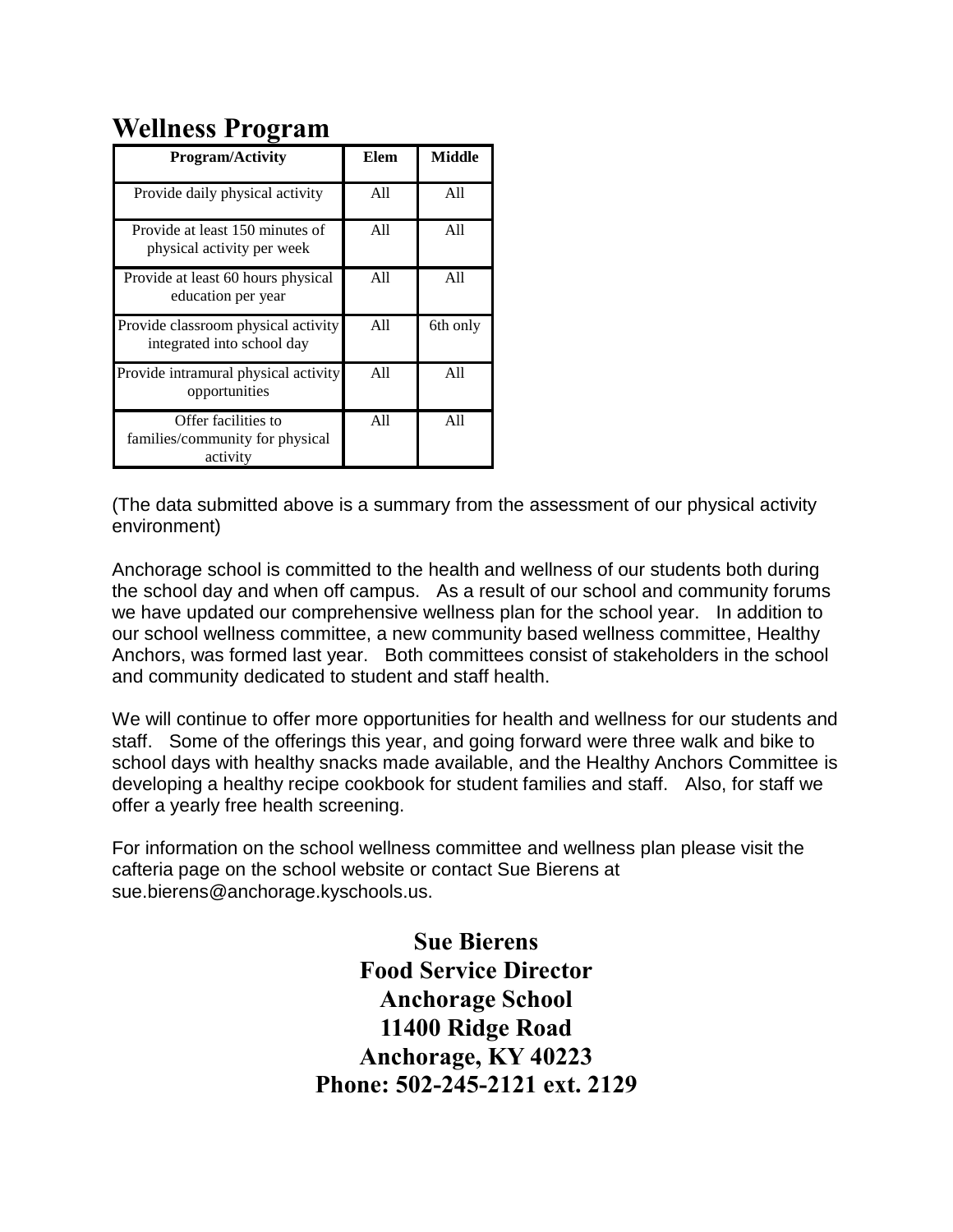# Wellness Program

| Program/Activity | Elem | Middle |
|---|---|---|
| Provide daily physical activity | All | All |
| Provide at least 150 minutes of physical activity per week | All | All |
| Provide at least 60 hours physical education per year | All | All |
| Provide classroom physical activity integrated into school day | All | 6th only |
| Provide intramural physical activity opportunities | All | All |
| Offer facilities to families/community for physical activity | All | All |

(The data submitted above is a summary from the assessment of our physical activity environment)

Anchorage school is committed to the health and wellness of our students both during the school day and when off campus. As a result of our school and community forums we have updated our comprehensive wellness plan for the school year. In addition to our school wellness committee, a new community based wellness committee, Healthy Anchors, was formed last year. Both committees consist of stakeholders in the school and community dedicated to student and staff health.

We will continue to offer more opportunities for health and wellness for our students and staff. Some of the offerings this year, and going forward were three walk and bike to school days with healthy snacks made available, and the Healthy Anchors Committee is developing a healthy recipe cookbook for student families and staff. Also, for staff we offer a yearly free health screening.

For information on the school wellness committee and wellness plan please visit the cafteria page on the school website or contact Sue Bierens at sue.bierens@anchorage.kyschools.us.

**Sue Bierens**
**Food Service Director**
**Anchorage School**
**11400 Ridge Road**
**Anchorage, KY 40223**
**Phone: 502-245-2121 ext. 2129**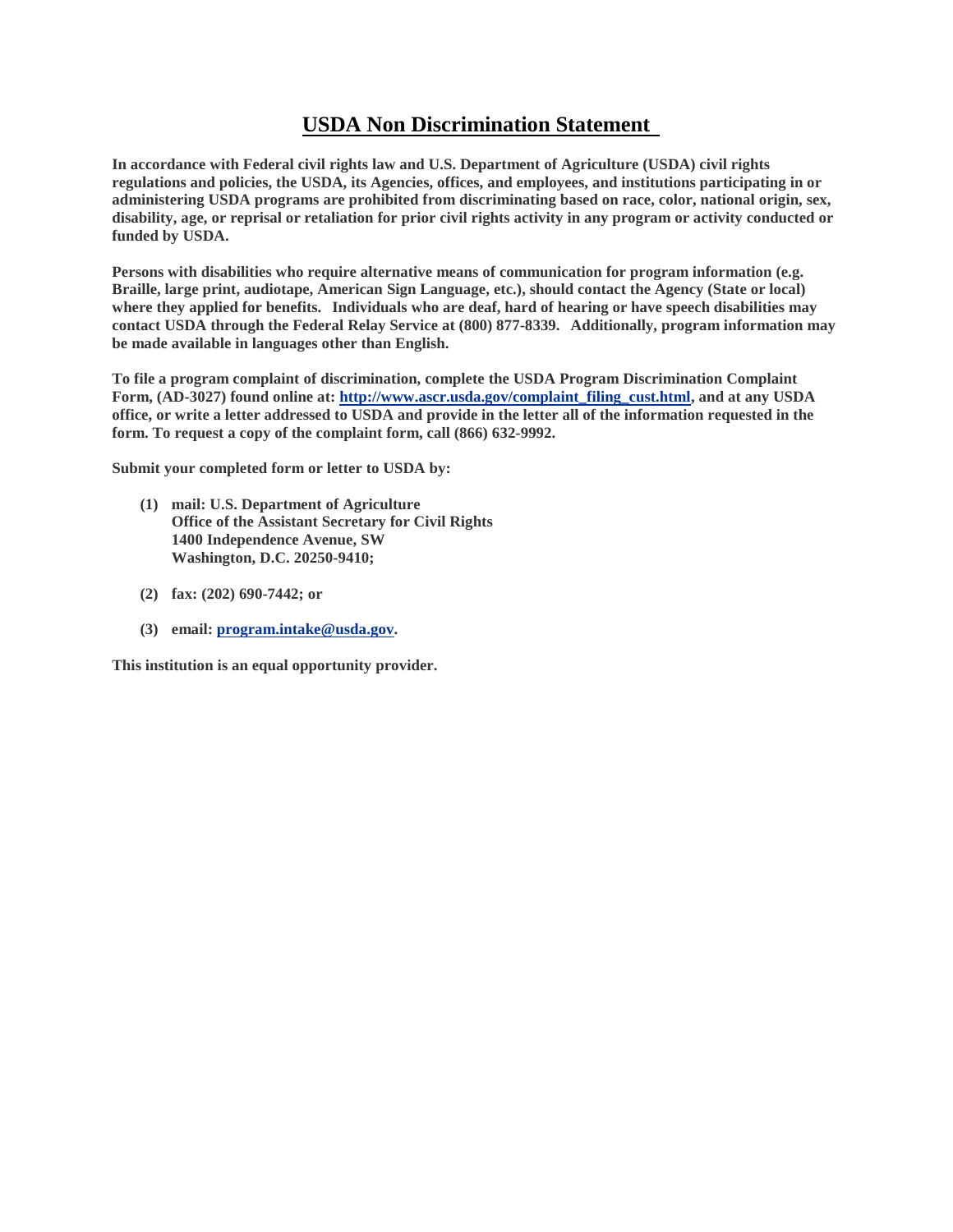# USDA Non Discrimination Statement

**In accordance with Federal civil rights law and U.S. Department of Agriculture (USDA) civil rights regulations and policies, the USDA, its Agencies, offices, and employees, and institutions participating in or administering USDA programs are prohibited from discriminating based on race, color, national origin, sex, disability, age, or reprisal or retaliation for prior civil rights activity in any program or activity conducted or funded by USDA.**

**Persons with disabilities who require alternative means of communication for program information (e.g. Braille, large print, audiotape, American Sign Language, etc.), should contact the Agency (State or local) where they applied for benefits. Individuals who are deaf, hard of hearing or have speech disabilities may contact USDA through the Federal Relay Service at (800) 877-8339. Additionally, program information may be made available in languages other than English.**

**To file a program complaint of discrimination, complete the USDA Program Discrimination Complaint Form, (AD-3027) found online at: http://www.ascr.usda.gov/complaint_filing_cust.html, and at any USDA office, or write a letter addressed to USDA and provide in the letter all of the information requested in the form. To request a copy of the complaint form, call (866) 632-9992.**

**Submit your completed form or letter to USDA by:**

**(1) mail: U.S. Department of Agriculture
Office of the Assistant Secretary for Civil Rights
1400 Independence Avenue, SW
Washington, D.C. 20250-9410;**

**(2) fax: (202) 690-7442; or**

**(3) email: program.intake@usda.gov.**

**This institution is an equal opportunity provider.**